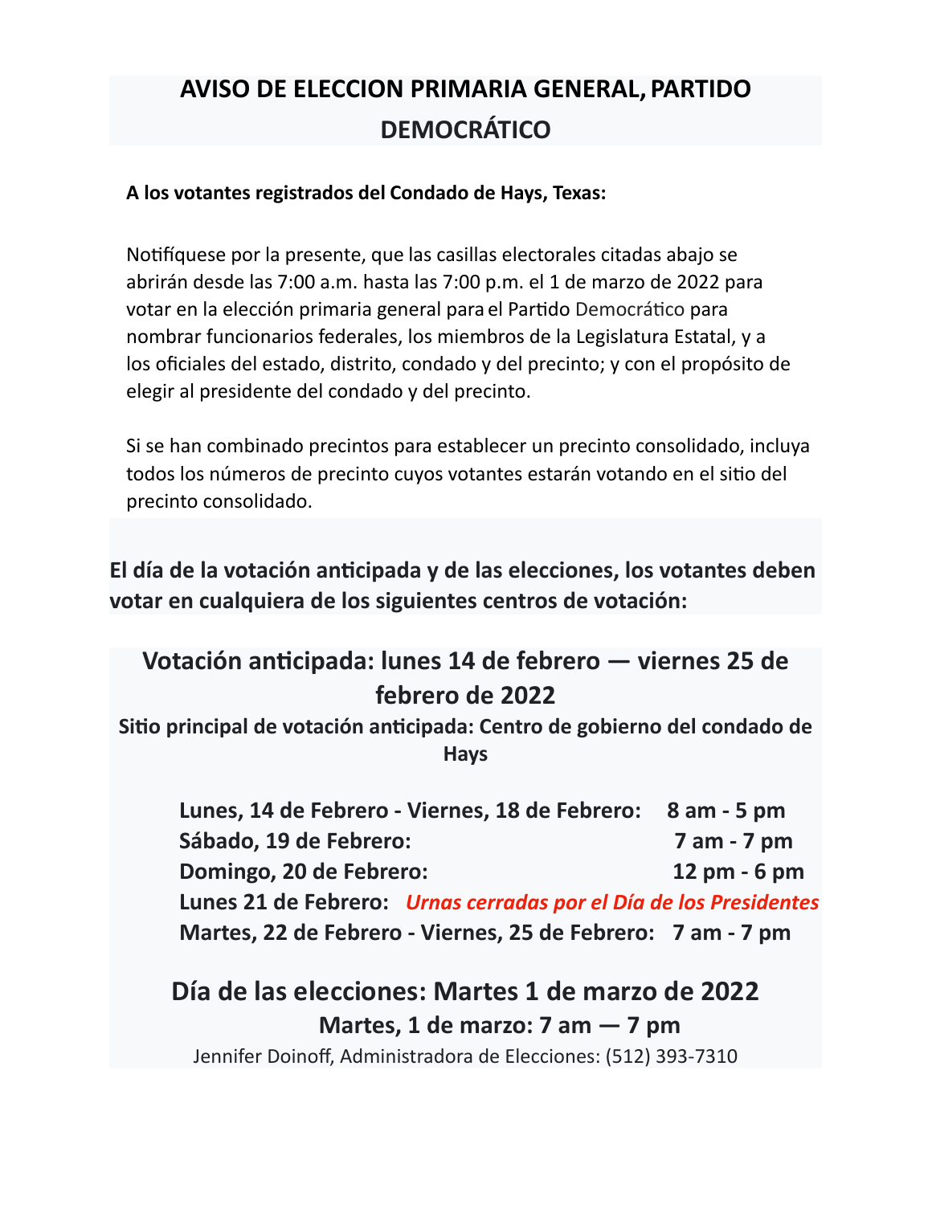# AVISO DE ELECCION PRIMARIA GENERAL, PARTIDO DEMOCRÁTICO

**A los votantes registrados del Condado de Hays, Texas:**

Notifíquese por la presente, que las casillas electorales citadas abajo se abrirán desde las 7:00 a.m. hasta las 7:00 p.m. el 1 de marzo de 2022 para votar en la elección primaria general para el Partido Democrático para nombrar funcionarios federales, los miembros de la Legislatura Estatal, y a los oficiales del estado, distrito, condado y del precinto; y con el propósito de elegir al presidente del condado y del precinto.

Si se han combinado precintos para establecer un precinto consolidado, incluya todos los números de precinto cuyos votantes estarán votando en el sitio del precinto consolidado.

## El día de la votación anticipada y de las elecciones, los votantes deben votar en cualquiera de los siguientes centros de votación:

## Votación anticipada: lunes 14 de febrero — viernes 25 de febrero de 2022

**Sitio principal de votación anticipada: Centro de gobierno del condado de Hays**

| | |
|---|---|
| **Lunes, 14 de Febrero - Viernes, 18 de Febrero:** | **8 am - 5 pm** |
| **Sábado, 19 de Febrero:** | **7 am - 7 pm** |
| **Domingo, 20 de Febrero:** | **12 pm - 6 pm** |
| **Lunes 21 de Febrero:** | ***Urnas cerradas por el Día de los Presidentes*** |
| **Martes, 22 de Febrero - Viernes, 25 de Febrero:** | **7 am - 7 pm** |

## Día de las elecciones: Martes 1 de marzo de 2022

**Martes, 1 de marzo: 7 am — 7 pm**

Jennifer Doinoff, Administradora de Elecciones: (512) 393-7310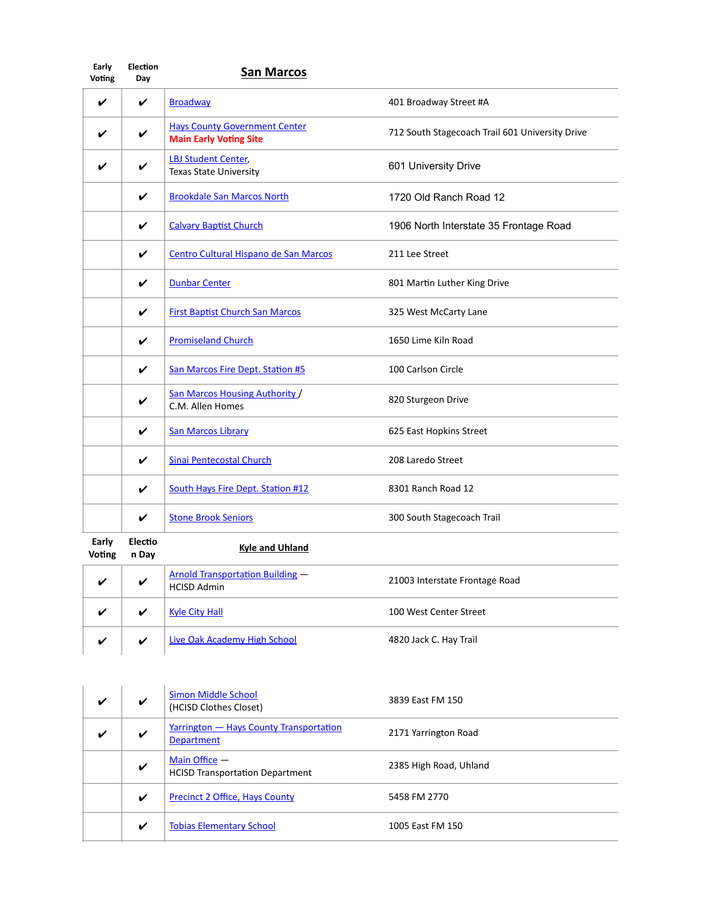| Early Voting | Election Day | **San Marcos** | |
|---|---|---|---|
| ✔ | ✔ | Broadway | 401 Broadway Street #A |
| ✔ | ✔ | Hays County Government Center<br>**Main Early Voting Site** | 712 South Stagecoach Trail 601 University Drive |
| ✔ | ✔ | LBJ Student Center,<br>Texas State University | 601 University Drive |
| | ✔ | Brookdale San Marcos North | 1720 Old Ranch Road 12 |
| | ✔ | Calvary Baptist Church | 1906 North Interstate 35 Frontage Road |
| | ✔ | Centro Cultural Hispano de San Marcos | 211 Lee Street |
| | ✔ | Dunbar Center | 801 Martin Luther King Drive |
| | ✔ | First Baptist Church San Marcos | 325 West McCarty Lane |
| | ✔ | Promiseland Church | 1650 Lime Kiln Road |
| | ✔ | San Marcos Fire Dept. Station #5 | 100 Carlson Circle |
| | ✔ | San Marcos Housing Authority /<br>C.M. Allen Homes | 820 Sturgeon Drive |
| | ✔ | San Marcos Library | 625 East Hopkins Street |
| | ✔ | Sinai Pentecostal Church | 208 Laredo Street |
| | ✔ | South Hays Fire Dept. Station #12 | 8301 Ranch Road 12 |
| | ✔ | Stone Brook Seniors | 300 South Stagecoach Trail |

| Early Voting | Election Day | **Kyle and Uhland** | |
|---|---|---|---|
| ✔ | ✔ | Arnold Transportation Building —<br>HCISD Admin | 21003 Interstate Frontage Road |
| ✔ | ✔ | Kyle City Hall | 100 West Center Street |
| ✔ | ✔ | Live Oak Academy High School | 4820 Jack C. Hay Trail |
| ✔ | ✔ | Simon Middle School<br>(HCISD Clothes Closet) | 3839 East FM 150 |
| ✔ | ✔ | Yarrington — Hays County Transportation Department | 2171 Yarrington Road |
| | ✔ | Main Office —<br>HCISD Transportation Department | 2385 High Road, Uhland |
| | ✔ | Precinct 2 Office, Hays County | 5458 FM 2770 |
| | ✔ | Tobias Elementary School | 1005 East FM 150 |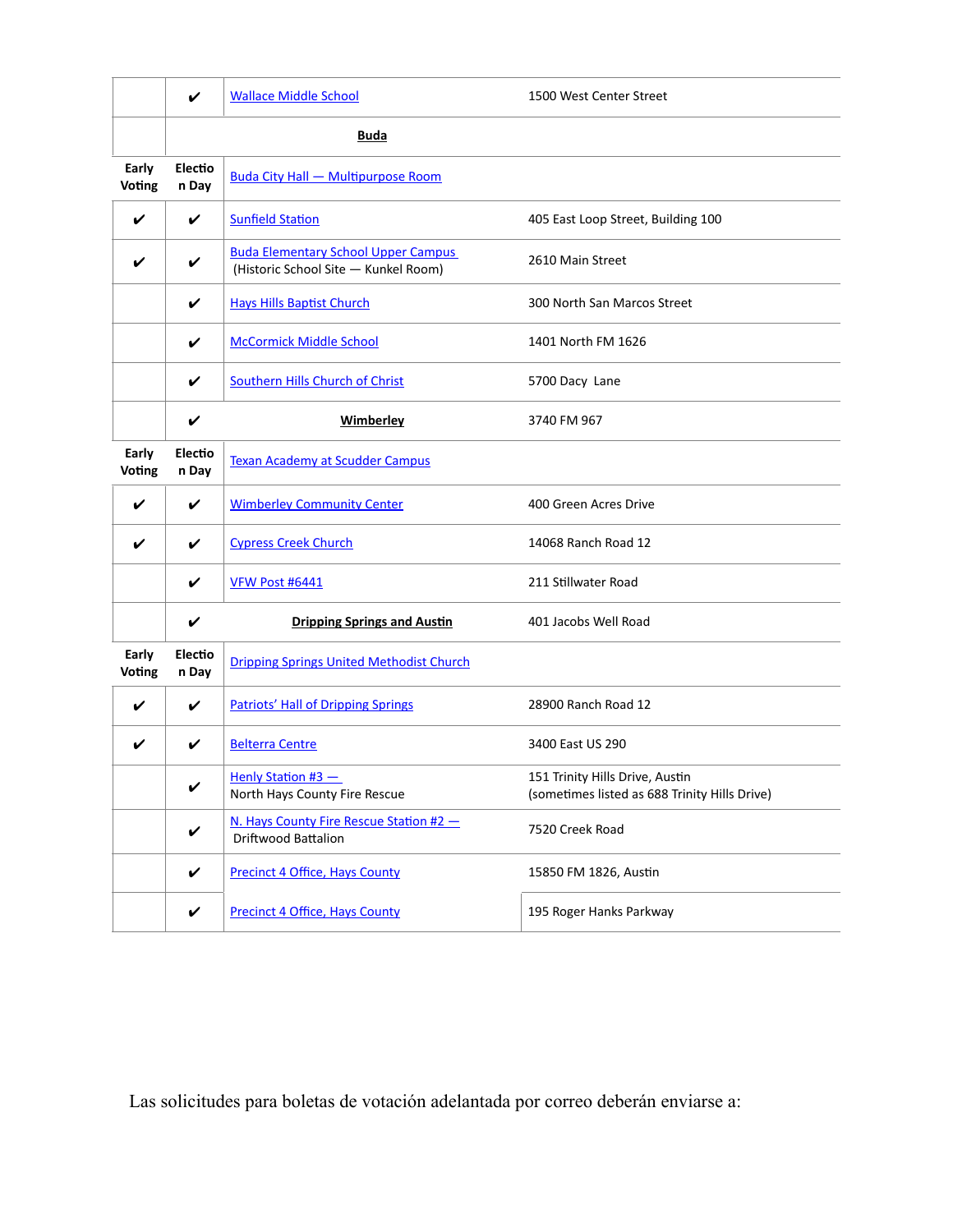|  |  |  |  |
|---|---|---|---|
|  | ✔ | Wallace Middle School | 1500 West Center Street |
|  | **Buda** |  |  |
| **Early Voting** | **Election Day** | Buda City Hall — Multipurpose Room |  |
| ✔ | ✔ | Sunfield Station | 405 East Loop Street, Building 100 |
| ✔ | ✔ | Buda Elementary School Upper Campus (Historic School Site — Kunkel Room) | 2610 Main Street |
|  | ✔ | Hays Hills Baptist Church | 300 North San Marcos Street |
|  | ✔ | McCormick Middle School | 1401 North FM 1626 |
|  | ✔ | Southern Hills Church of Christ | 5700 Dacy  Lane |
|  | ✔ | **Wimberley** | 3740 FM 967 |
| **Early Voting** | **Election Day** | Texan Academy at Scudder Campus |  |
| ✔ | ✔ | Wimberley Community Center | 400 Green Acres Drive |
| ✔ | ✔ | Cypress Creek Church | 14068 Ranch Road 12 |
|  | ✔ | VFW Post #6441 | 211 Stillwater Road |
|  | ✔ | **Dripping Springs and Austin** | 401 Jacobs Well Road |
| **Early Voting** | **Election Day** | Dripping Springs United Methodist Church |  |
| ✔ | ✔ | Patriots' Hall of Dripping Springs | 28900 Ranch Road 12 |
| ✔ | ✔ | Belterra Centre | 3400 East US 290 |
|  | ✔ | Henly Station #3 — North Hays County Fire Rescue | 151 Trinity Hills Drive, Austin (sometimes listed as 688 Trinity Hills Drive) |
|  | ✔ | N. Hays County Fire Rescue Station #2 — Driftwood Battalion | 7520 Creek Road |
|  | ✔ | Precinct 4 Office, Hays County | 15850 FM 1826, Austin |
|  | ✔ | Precinct 4 Office, Hays County | 195 Roger Hanks Parkway |

Las solicitudes para boletas de votación adelantada por correo deberán enviarse a: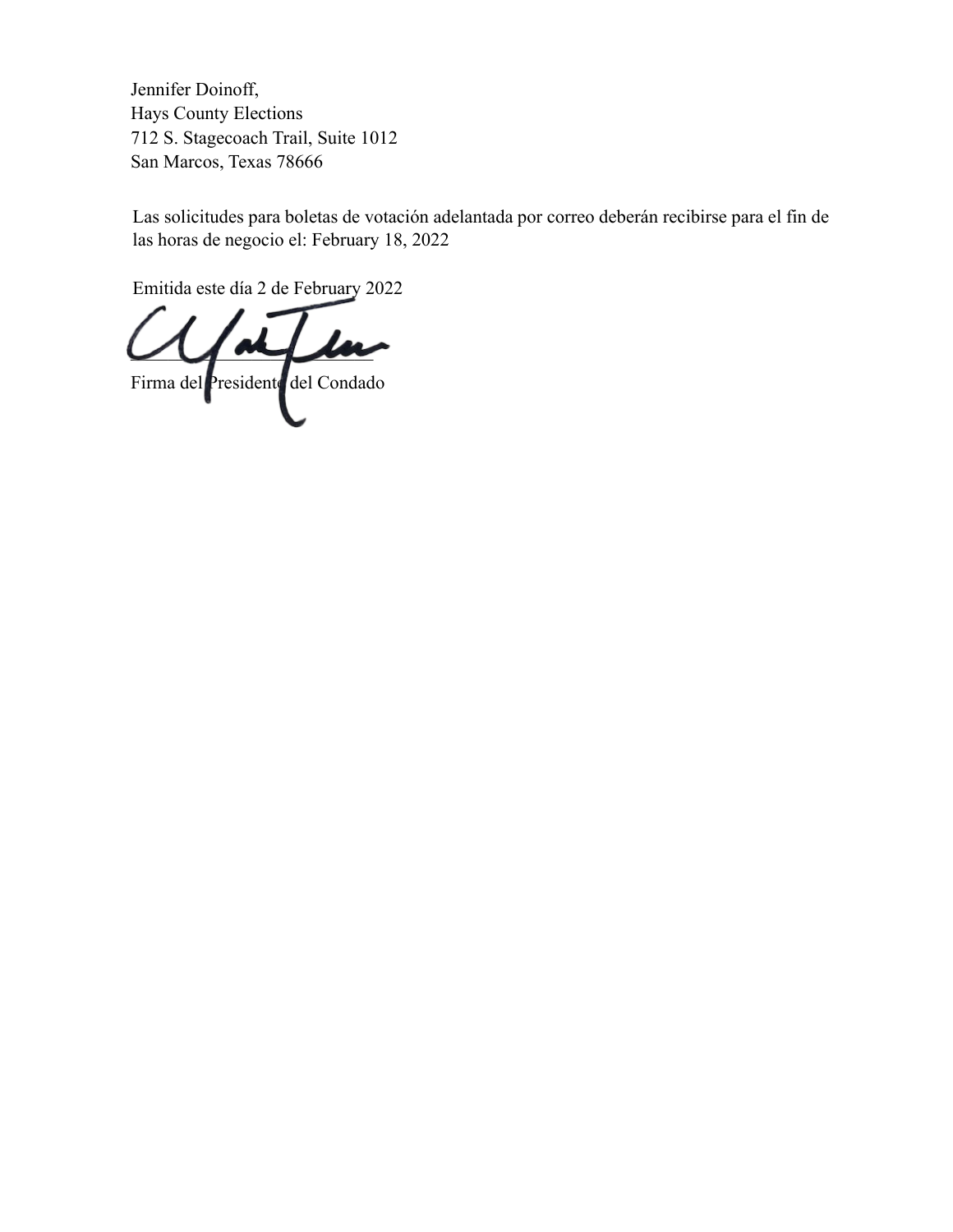Jennifer Doinoff,
Hays County Elections
712 S. Stagecoach Trail, Suite 1012
San Marcos, Texas 78666

Las solicitudes para boletas de votación adelantada por correo deberán recibirse para el fin de las horas de negocio el: February 18, 2022

Emitida este día 2 de February 2022

\_\_\_\_\_\_\_\_\_\_\_\_\_\_\_\_\_\_\_\_\_\_\_\_\_\_\_\_\_\_

Firma del Presidente del Condado